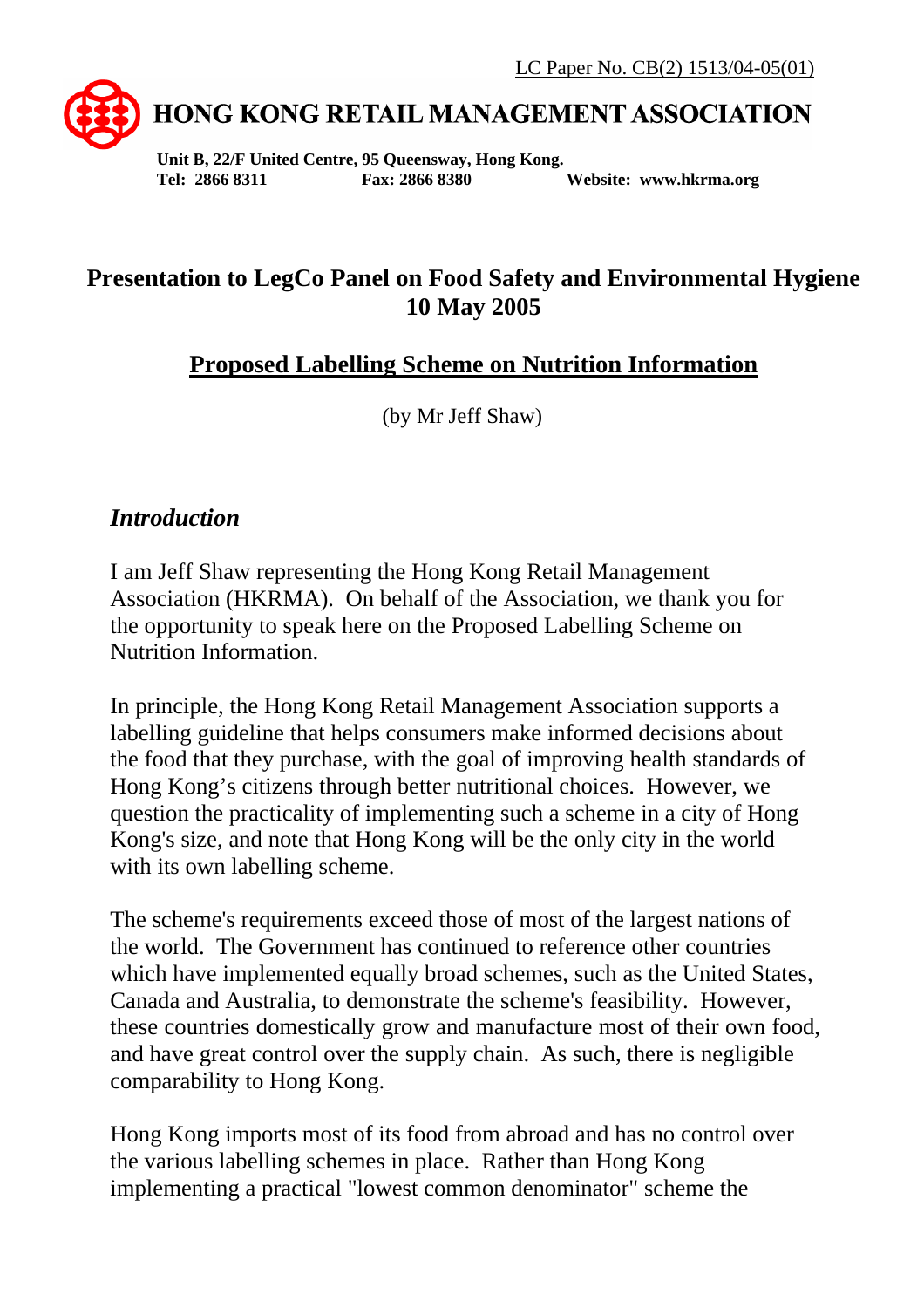LC Paper No. CB(2) 1513/04-05(01)

# HONG KONG RETAIL MANAGEMENT ASSOCIATION

**Unit B, 22/F United Centre, 95 Queensway, Hong Kong.**
**Tel: 2866 8311 Fax: 2866 8380 Website: www.hkrma.org**

## Presentation to LegCo Panel on Food Safety and Environmental Hygiene 10 May 2005

## Proposed Labelling Scheme on Nutrition Information

(by Mr Jeff Shaw)

### *Introduction*

I am Jeff Shaw representing the Hong Kong Retail Management Association (HKRMA). On behalf of the Association, we thank you for the opportunity to speak here on the Proposed Labelling Scheme on Nutrition Information.

In principle, the Hong Kong Retail Management Association supports a labelling guideline that helps consumers make informed decisions about the food that they purchase, with the goal of improving health standards of Hong Kong's citizens through better nutritional choices. However, we question the practicality of implementing such a scheme in a city of Hong Kong's size, and note that Hong Kong will be the only city in the world with its own labelling scheme.

The scheme's requirements exceed those of most of the largest nations of the world. The Government has continued to reference other countries which have implemented equally broad schemes, such as the United States, Canada and Australia, to demonstrate the scheme's feasibility. However, these countries domestically grow and manufacture most of their own food, and have great control over the supply chain. As such, there is negligible comparability to Hong Kong.

Hong Kong imports most of its food from abroad and has no control over the various labelling schemes in place. Rather than Hong Kong implementing a practical "lowest common denominator" scheme the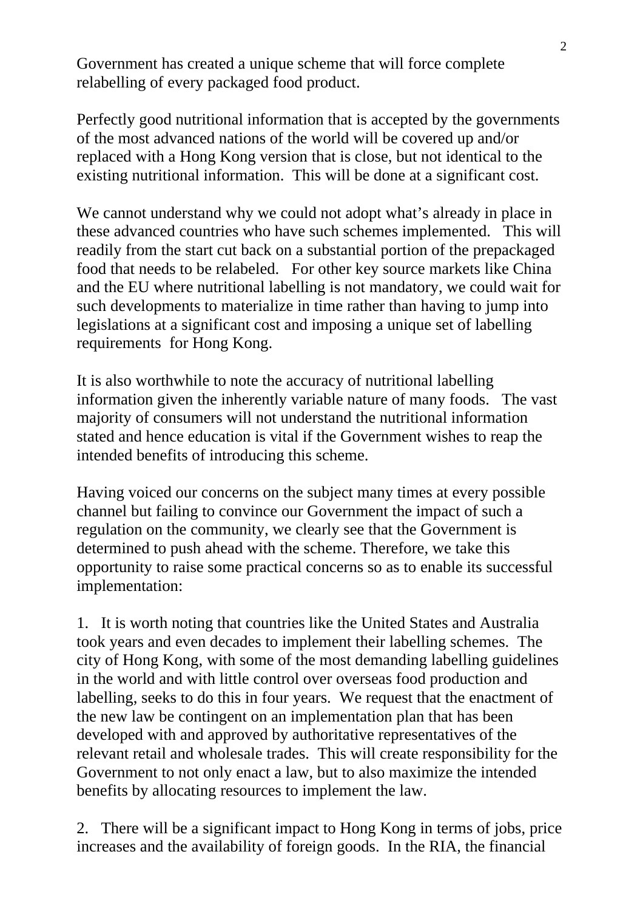Government has created a unique scheme that will force complete relabelling of every packaged food product.

Perfectly good nutritional information that is accepted by the governments of the most advanced nations of the world will be covered up and/or replaced with a Hong Kong version that is close, but not identical to the existing nutritional information. This will be done at a significant cost.

We cannot understand why we could not adopt what's already in place in these advanced countries who have such schemes implemented. This will readily from the start cut back on a substantial portion of the prepackaged food that needs to be relabeled. For other key source markets like China and the EU where nutritional labelling is not mandatory, we could wait for such developments to materialize in time rather than having to jump into legislations at a significant cost and imposing a unique set of labelling requirements for Hong Kong.

It is also worthwhile to note the accuracy of nutritional labelling information given the inherently variable nature of many foods. The vast majority of consumers will not understand the nutritional information stated and hence education is vital if the Government wishes to reap the intended benefits of introducing this scheme.

Having voiced our concerns on the subject many times at every possible channel but failing to convince our Government the impact of such a regulation on the community, we clearly see that the Government is determined to push ahead with the scheme. Therefore, we take this opportunity to raise some practical concerns so as to enable its successful implementation:

1. It is worth noting that countries like the United States and Australia took years and even decades to implement their labelling schemes. The city of Hong Kong, with some of the most demanding labelling guidelines in the world and with little control over overseas food production and labelling, seeks to do this in four years. We request that the enactment of the new law be contingent on an implementation plan that has been developed with and approved by authoritative representatives of the relevant retail and wholesale trades. This will create responsibility for the Government to not only enact a law, but to also maximize the intended benefits by allocating resources to implement the law.

2. There will be a significant impact to Hong Kong in terms of jobs, price increases and the availability of foreign goods. In the RIA, the financial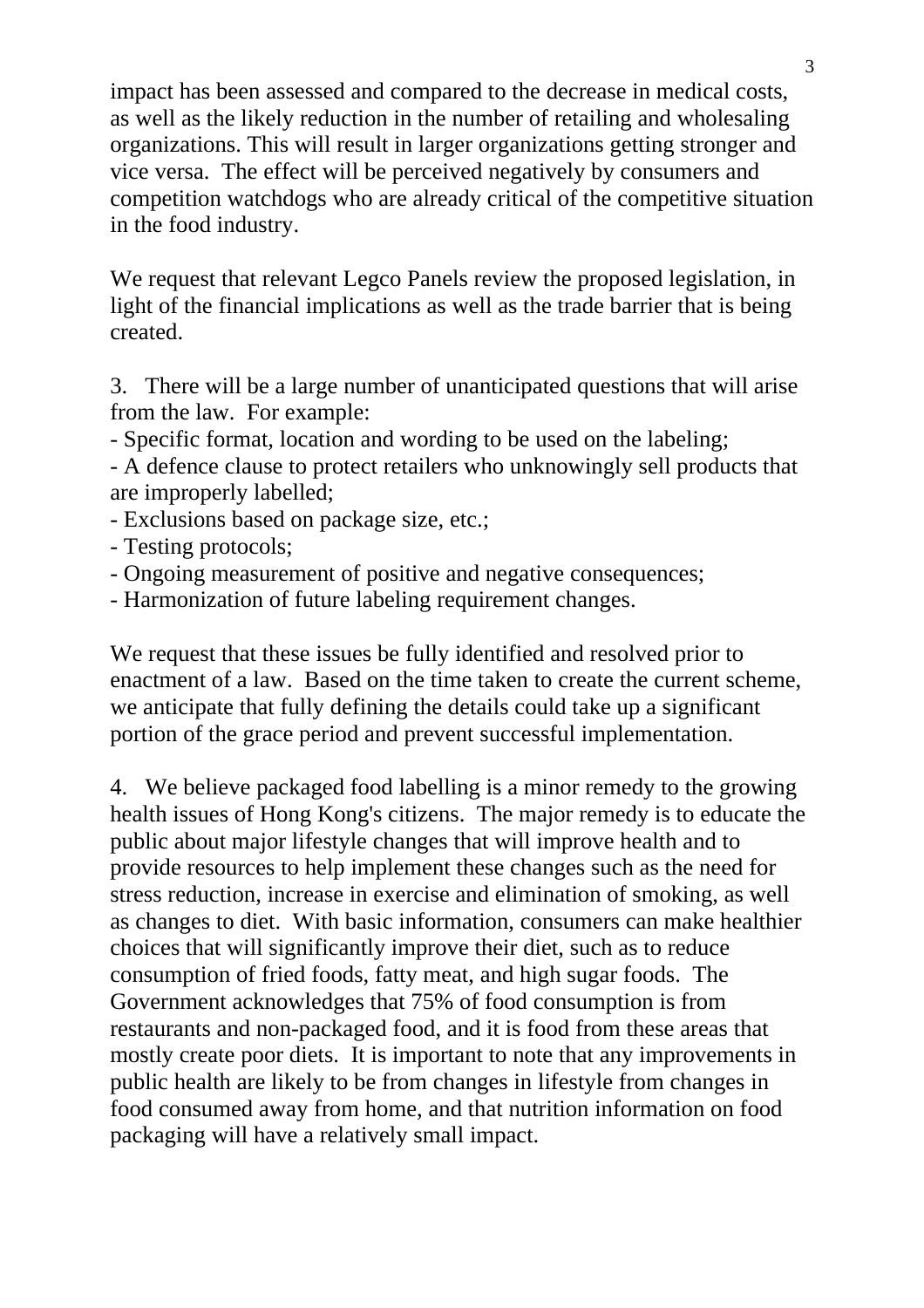impact has been assessed and compared to the decrease in medical costs, as well as the likely reduction in the number of retailing and wholesaling organizations. This will result in larger organizations getting stronger and vice versa. The effect will be perceived negatively by consumers and competition watchdogs who are already critical of the competitive situation in the food industry.

We request that relevant Legco Panels review the proposed legislation, in light of the financial implications as well as the trade barrier that is being created.

3. There will be a large number of unanticipated questions that will arise from the law. For example:

- Specific format, location and wording to be used on the labeling;
- A defence clause to protect retailers who unknowingly sell products that are improperly labelled;
- Exclusions based on package size, etc.;
- Testing protocols;
- Ongoing measurement of positive and negative consequences;
- Harmonization of future labeling requirement changes.

We request that these issues be fully identified and resolved prior to enactment of a law. Based on the time taken to create the current scheme, we anticipate that fully defining the details could take up a significant portion of the grace period and prevent successful implementation.

4. We believe packaged food labelling is a minor remedy to the growing health issues of Hong Kong's citizens. The major remedy is to educate the public about major lifestyle changes that will improve health and to provide resources to help implement these changes such as the need for stress reduction, increase in exercise and elimination of smoking, as well as changes to diet. With basic information, consumers can make healthier choices that will significantly improve their diet, such as to reduce consumption of fried foods, fatty meat, and high sugar foods. The Government acknowledges that 75% of food consumption is from restaurants and non-packaged food, and it is food from these areas that mostly create poor diets. It is important to note that any improvements in public health are likely to be from changes in lifestyle from changes in food consumed away from home, and that nutrition information on food packaging will have a relatively small impact.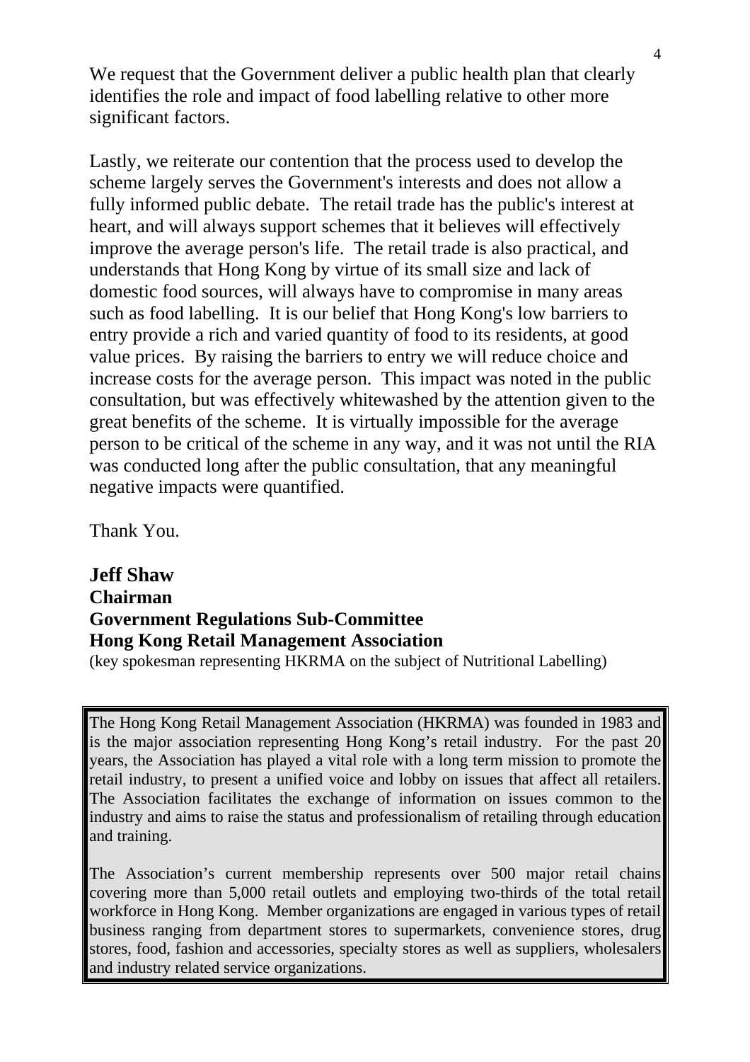We request that the Government deliver a public health plan that clearly identifies the role and impact of food labelling relative to other more significant factors.

Lastly, we reiterate our contention that the process used to develop the scheme largely serves the Government's interests and does not allow a fully informed public debate. The retail trade has the public's interest at heart, and will always support schemes that it believes will effectively improve the average person's life. The retail trade is also practical, and understands that Hong Kong by virtue of its small size and lack of domestic food sources, will always have to compromise in many areas such as food labelling. It is our belief that Hong Kong's low barriers to entry provide a rich and varied quantity of food to its residents, at good value prices. By raising the barriers to entry we will reduce choice and increase costs for the average person. This impact was noted in the public consultation, but was effectively whitewashed by the attention given to the great benefits of the scheme. It is virtually impossible for the average person to be critical of the scheme in any way, and it was not until the RIA was conducted long after the public consultation, that any meaningful negative impacts were quantified.

Thank You.

**Jeff Shaw**
**Chairman**
**Government Regulations Sub-Committee**
**Hong Kong Retail Management Association**
(key spokesman representing HKRMA on the subject of Nutritional Labelling)

The Hong Kong Retail Management Association (HKRMA) was founded in 1983 and is the major association representing Hong Kong's retail industry. For the past 20 years, the Association has played a vital role with a long term mission to promote the retail industry, to present a unified voice and lobby on issues that affect all retailers. The Association facilitates the exchange of information on issues common to the industry and aims to raise the status and professionalism of retailing through education and training.

The Association's current membership represents over 500 major retail chains covering more than 5,000 retail outlets and employing two-thirds of the total retail workforce in Hong Kong. Member organizations are engaged in various types of retail business ranging from department stores to supermarkets, convenience stores, drug stores, food, fashion and accessories, specialty stores as well as suppliers, wholesalers and industry related service organizations.